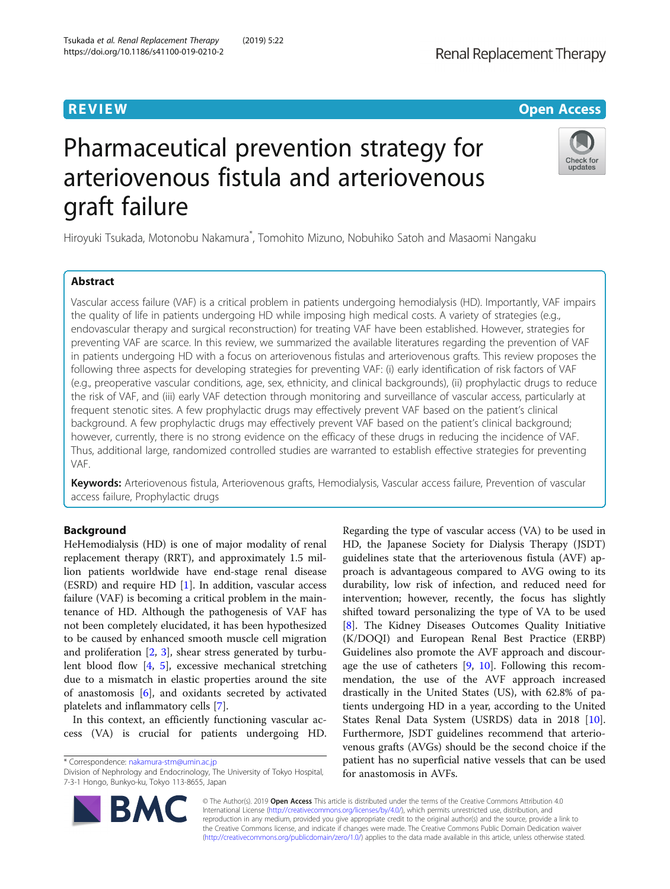REVIEW

Open Access

# Pharmaceutical prevention strategy for arteriovenous fistula and arteriovenous graft failure

Hiroyuki Tsukada, Motonobu Nakamura*, Tomohito Mizuno, Nobuhiko Satoh and Masaomi Nangaku

## Abstract

Vascular access failure (VAF) is a critical problem in patients undergoing hemodialysis (HD). Importantly, VAF impairs the quality of life in patients undergoing HD while imposing high medical costs. A variety of strategies (e.g., endovascular therapy and surgical reconstruction) for treating VAF have been established. However, strategies for preventing VAF are scarce. In this review, we summarized the available literatures regarding the prevention of VAF in patients undergoing HD with a focus on arteriovenous fistulas and arteriovenous grafts. This review proposes the following three aspects for developing strategies for preventing VAF: (i) early identification of risk factors of VAF (e.g., preoperative vascular conditions, age, sex, ethnicity, and clinical backgrounds), (ii) prophylactic drugs to reduce the risk of VAF, and (iii) early VAF detection through monitoring and surveillance of vascular access, particularly at frequent stenotic sites. A few prophylactic drugs may effectively prevent VAF based on the patient's clinical background. A few prophylactic drugs may effectively prevent VAF based on the patient's clinical background; however, currently, there is no strong evidence on the efficacy of these drugs in reducing the incidence of VAF. Thus, additional large, randomized controlled studies are warranted to establish effective strategies for preventing VAF.

**Keywords:** Arteriovenous fistula, Arteriovenous grafts, Hemodialysis, Vascular access failure, Prevention of vascular access failure, Prophylactic drugs

## Background

HeHemodialysis (HD) is one of major modality of renal replacement therapy (RRT), and approximately 1.5 million patients worldwide have end-stage renal disease (ESRD) and require HD [1]. In addition, vascular access failure (VAF) is becoming a critical problem in the maintenance of HD. Although the pathogenesis of VAF has not been completely elucidated, it has been hypothesized to be caused by enhanced smooth muscle cell migration and proliferation [2, 3], shear stress generated by turbulent blood flow [4, 5], excessive mechanical stretching due to a mismatch in elastic properties around the site of anastomosis [6], and oxidants secreted by activated platelets and inflammatory cells [7].

In this context, an efficiently functioning vascular access (VA) is crucial for patients undergoing HD. Regarding the type of vascular access (VA) to be used in HD, the Japanese Society for Dialysis Therapy (JSDT) guidelines state that the arteriovenous fistula (AVF) approach is advantageous compared to AVG owing to its durability, low risk of infection, and reduced need for intervention; however, recently, the focus has slightly shifted toward personalizing the type of VA to be used [8]. The Kidney Diseases Outcomes Quality Initiative (K/DOQI) and European Renal Best Practice (ERBP) Guidelines also promote the AVF approach and discourage the use of catheters [9, 10]. Following this recommendation, the use of the AVF approach increased drastically in the United States (US), with 62.8% of patients undergoing HD in a year, according to the United States Renal Data System (USRDS) data in 2018 [10]. Furthermore, JSDT guidelines recommend that arteriovenous grafts (AVGs) should be the second choice if the patient has no superficial native vessels that can be used for anastomosis in AVFs.

* Correspondence: nakamura-stm@umin.ac.jp
Division of Nephrology and Endocrinology, The University of Tokyo Hospital, 7-3-1 Hongo, Bunkyo-ku, Tokyo 113-8655, Japan

© The Author(s). 2019 **Open Access** This article is distributed under the terms of the Creative Commons Attribution 4.0 International License (http://creativecommons.org/licenses/by/4.0/), which permits unrestricted use, distribution, and reproduction in any medium, provided you give appropriate credit to the original author(s) and the source, provide a link to the Creative Commons license, and indicate if changes were made. The Creative Commons Public Domain Dedication waiver (http://creativecommons.org/publicdomain/zero/1.0/) applies to the data made available in this article, unless otherwise stated.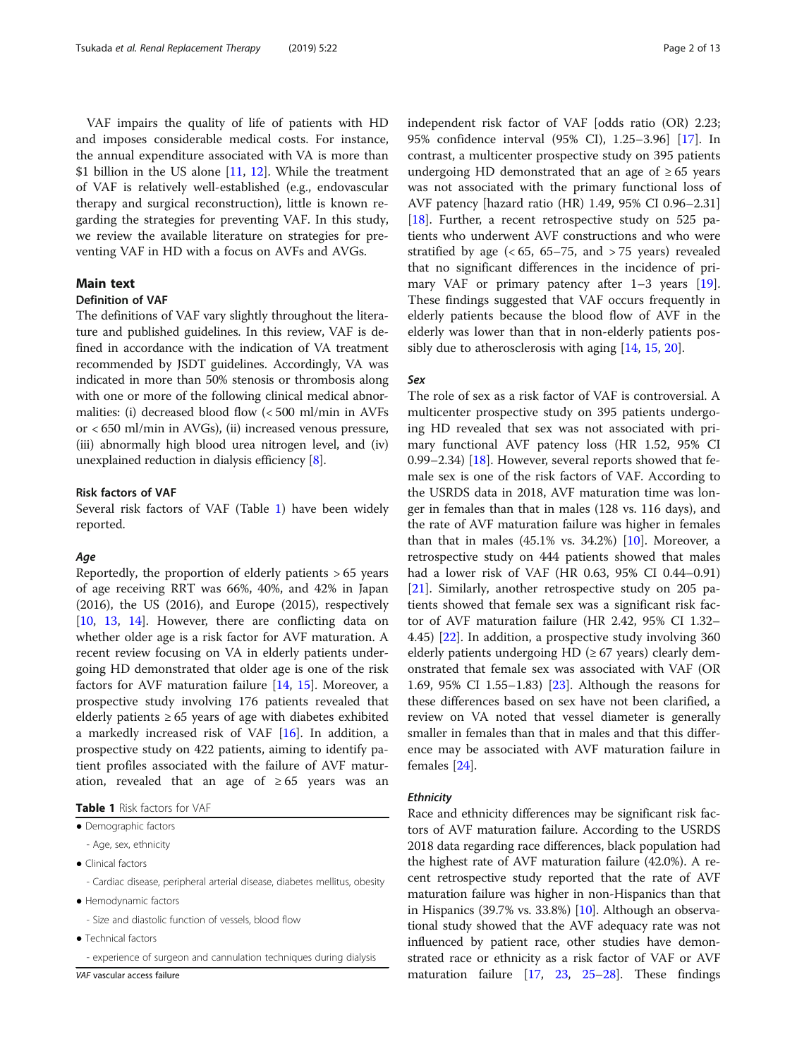VAF impairs the quality of life of patients with HD and imposes considerable medical costs. For instance, the annual expenditure associated with VA is more than $1 billion in the US alone [11, 12]. While the treatment of VAF is relatively well-established (e.g., endovascular therapy and surgical reconstruction), little is known regarding the strategies for preventing VAF. In this study, we review the available literature on strategies for preventing VAF in HD with a focus on AVFs and AVGs.

## Main text

### Definition of VAF

The definitions of VAF vary slightly throughout the literature and published guidelines. In this review, VAF is defined in accordance with the indication of VA treatment recommended by JSDT guidelines. Accordingly, VA was indicated in more than 50% stenosis or thrombosis along with one or more of the following clinical medical abnormalities: (i) decreased blood flow (< 500 ml/min in AVFs or < 650 ml/min in AVGs), (ii) increased venous pressure, (iii) abnormally high blood urea nitrogen level, and (iv) unexplained reduction in dialysis efficiency [8].

### Risk factors of VAF

Several risk factors of VAF (Table 1) have been widely reported.

**Table 1** Risk factors for VAF

| |
|---|
| • Demographic factors |
| - Age, sex, ethnicity |
| • Clinical factors |
| - Cardiac disease, peripheral arterial disease, diabetes mellitus, obesity |
| • Hemodynamic factors |
| - Size and diastolic function of vessels, blood flow |
| • Technical factors |
| - experience of surgeon and cannulation techniques during dialysis |

*VAF* vascular access failure

#### *Age*

Reportedly, the proportion of elderly patients > 65 years of age receiving RRT was 66%, 40%, and 42% in Japan (2016), the US (2016), and Europe (2015), respectively [10, 13, 14]. However, there are conflicting data on whether older age is a risk factor for AVF maturation. A recent review focusing on VA in elderly patients undergoing HD demonstrated that older age is one of the risk factors for AVF maturation failure [14, 15]. Moreover, a prospective study involving 176 patients revealed that elderly patients ≥ 65 years of age with diabetes exhibited a markedly increased risk of VAF [16]. In addition, a prospective study on 422 patients, aiming to identify patient profiles associated with the failure of AVF maturation, revealed that an age of ≥ 65 years was an independent risk factor of VAF [odds ratio (OR) 2.23; 95% confidence interval (95% CI), 1.25–3.96] [17]. In contrast, a multicenter prospective study on 395 patients undergoing HD demonstrated that an age of ≥ 65 years was not associated with the primary functional loss of AVF patency [hazard ratio (HR) 1.49, 95% CI 0.96–2.31] [18]. Further, a recent retrospective study on 525 patients who underwent AVF constructions and who were stratified by age (< 65, 65–75, and > 75 years) revealed that no significant differences in the incidence of primary VAF or primary patency after 1–3 years [19]. These findings suggested that VAF occurs frequently in elderly patients because the blood flow of AVF in the elderly was lower than that in non-elderly patients possibly due to atherosclerosis with aging [14, 15, 20].

#### *Sex*

The role of sex as a risk factor of VAF is controversial. A multicenter prospective study on 395 patients undergoing HD revealed that sex was not associated with primary functional AVF patency loss (HR 1.52, 95% CI 0.99–2.34) [18]. However, several reports showed that female sex is one of the risk factors of VAF. According to the USRDS data in 2018, AVF maturation time was longer in females than that in males (128 vs. 116 days), and the rate of AVF maturation failure was higher in females than that in males (45.1% vs. 34.2%) [10]. Moreover, a retrospective study on 444 patients showed that males had a lower risk of VAF (HR 0.63, 95% CI 0.44–0.91) [21]. Similarly, another retrospective study on 205 patients showed that female sex was a significant risk factor of AVF maturation failure (HR 2.42, 95% CI 1.32–4.45) [22]. In addition, a prospective study involving 360 elderly patients undergoing HD (≥ 67 years) clearly demonstrated that female sex was associated with VAF (OR 1.69, 95% CI 1.55–1.83) [23]. Although the reasons for these differences based on sex have not been clarified, a review on VA noted that vessel diameter is generally smaller in females than that in males and that this difference may be associated with AVF maturation failure in females [24].

#### *Ethnicity*

Race and ethnicity differences may be significant risk factors of AVF maturation failure. According to the USRDS 2018 data regarding race differences, black population had the highest rate of AVF maturation failure (42.0%). A recent retrospective study reported that the rate of AVF maturation failure was higher in non-Hispanics than that in Hispanics (39.7% vs. 33.8%) [10]. Although an observational study showed that the AVF adequacy rate was not influenced by patient race, other studies have demonstrated race or ethnicity as a risk factor of VAF or AVF maturation failure [17, 23, 25–28]. These findings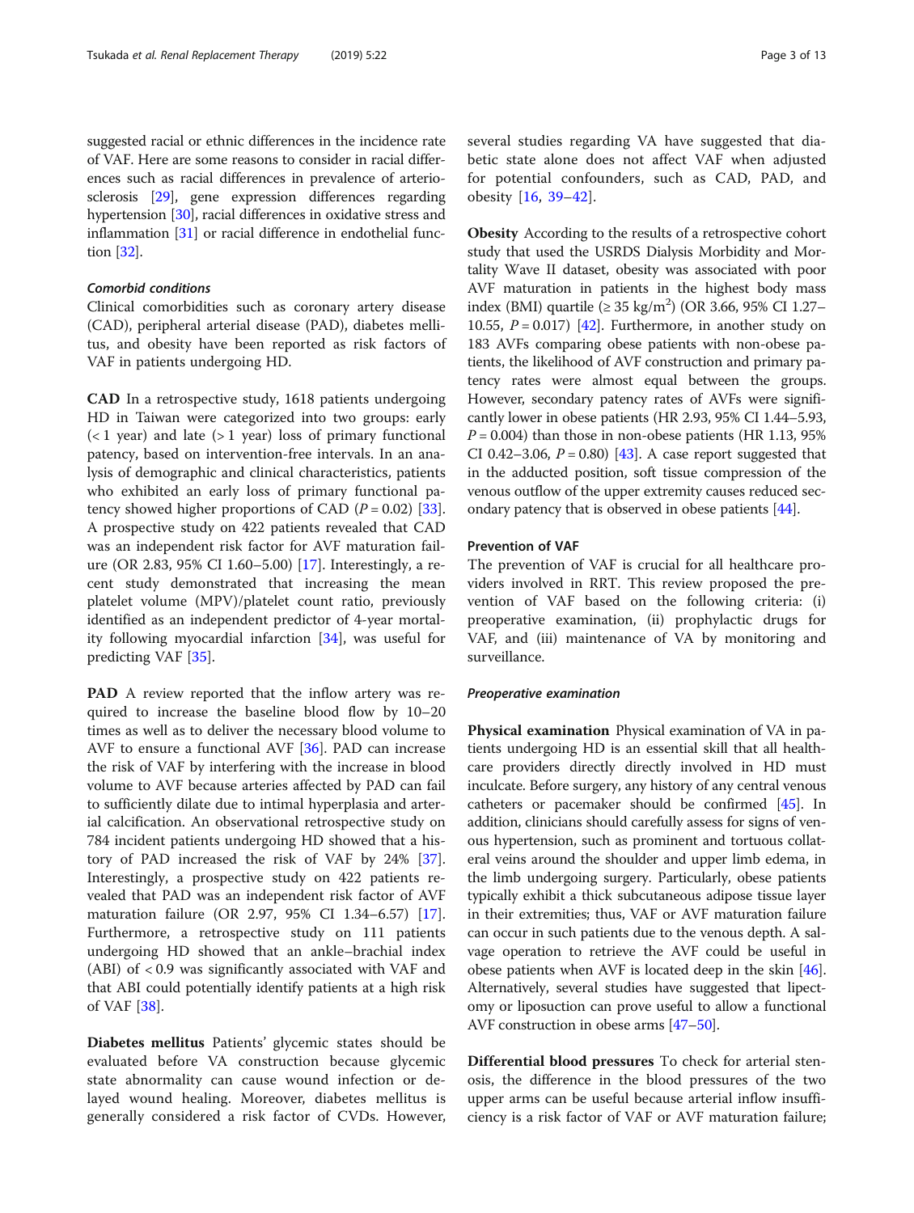suggested racial or ethnic differences in the incidence rate of VAF. Here are some reasons to consider in racial differences such as racial differences in prevalence of arteriosclerosis [29], gene expression differences regarding hypertension [30], racial differences in oxidative stress and inflammation [31] or racial difference in endothelial function [32].

### *Comorbid conditions*

Clinical comorbidities such as coronary artery disease (CAD), peripheral arterial disease (PAD), diabetes mellitus, and obesity have been reported as risk factors of VAF in patients undergoing HD.

**CAD** In a retrospective study, 1618 patients undergoing HD in Taiwan were categorized into two groups: early (< 1 year) and late (> 1 year) loss of primary functional patency, based on intervention-free intervals. In an analysis of demographic and clinical characteristics, patients who exhibited an early loss of primary functional patency showed higher proportions of CAD ($P = 0.02$) [33]. A prospective study on 422 patients revealed that CAD was an independent risk factor for AVF maturation failure (OR 2.83, 95% CI 1.60–5.00) [17]. Interestingly, a recent study demonstrated that increasing the mean platelet volume (MPV)/platelet count ratio, previously identified as an independent predictor of 4-year mortality following myocardial infarction [34], was useful for predicting VAF [35].

**PAD** A review reported that the inflow artery was required to increase the baseline blood flow by 10–20 times as well as to deliver the necessary blood volume to AVF to ensure a functional AVF [36]. PAD can increase the risk of VAF by interfering with the increase in blood volume to AVF because arteries affected by PAD can fail to sufficiently dilate due to intimal hyperplasia and arterial calcification. An observational retrospective study on 784 incident patients undergoing HD showed that a history of PAD increased the risk of VAF by 24% [37]. Interestingly, a prospective study on 422 patients revealed that PAD was an independent risk factor of AVF maturation failure (OR 2.97, 95% CI 1.34–6.57) [17]. Furthermore, a retrospective study on 111 patients undergoing HD showed that an ankle–brachial index (ABI) of < 0.9 was significantly associated with VAF and that ABI could potentially identify patients at a high risk of VAF [38].

**Diabetes mellitus** Patients' glycemic states should be evaluated before VA construction because glycemic state abnormality can cause wound infection or delayed wound healing. Moreover, diabetes mellitus is generally considered a risk factor of CVDs. However, several studies regarding VA have suggested that diabetic state alone does not affect VAF when adjusted for potential confounders, such as CAD, PAD, and obesity [16, 39–42].

**Obesity** According to the results of a retrospective cohort study that used the USRDS Dialysis Morbidity and Mortality Wave II dataset, obesity was associated with poor AVF maturation in patients in the highest body mass index (BMI) quartile (≥ 35 kg/m$^2$) (OR 3.66, 95% CI 1.27–10.55, $P = 0.017$) [42]. Furthermore, in another study on 183 AVFs comparing obese patients with non-obese patients, the likelihood of AVF construction and primary patency rates were almost equal between the groups. However, secondary patency rates of AVFs were significantly lower in obese patients (HR 2.93, 95% CI 1.44–5.93, $P = 0.004$) than those in non-obese patients (HR 1.13, 95% CI 0.42–3.06, $P = 0.80$) [43]. A case report suggested that in the adducted position, soft tissue compression of the venous outflow of the upper extremity causes reduced secondary patency that is observed in obese patients [44].

## Prevention of VAF

The prevention of VAF is crucial for all healthcare providers involved in RRT. This review proposed the prevention of VAF based on the following criteria: (i) preoperative examination, (ii) prophylactic drugs for VAF, and (iii) maintenance of VA by monitoring and surveillance.

### *Preoperative examination*

**Physical examination** Physical examination of VA in patients undergoing HD is an essential skill that all healthcare providers directly directly involved in HD must inculcate. Before surgery, any history of any central venous catheters or pacemaker should be confirmed [45]. In addition, clinicians should carefully assess for signs of venous hypertension, such as prominent and tortuous collateral veins around the shoulder and upper limb edema, in the limb undergoing surgery. Particularly, obese patients typically exhibit a thick subcutaneous adipose tissue layer in their extremities; thus, VAF or AVF maturation failure can occur in such patients due to the venous depth. A salvage operation to retrieve the AVF could be useful in obese patients when AVF is located deep in the skin [46]. Alternatively, several studies have suggested that lipectomy or liposuction can prove useful to allow a functional AVF construction in obese arms [47–50].

**Differential blood pressures** To check for arterial stenosis, the difference in the blood pressures of the two upper arms can be useful because arterial inflow insufficiency is a risk factor of VAF or AVF maturation failure;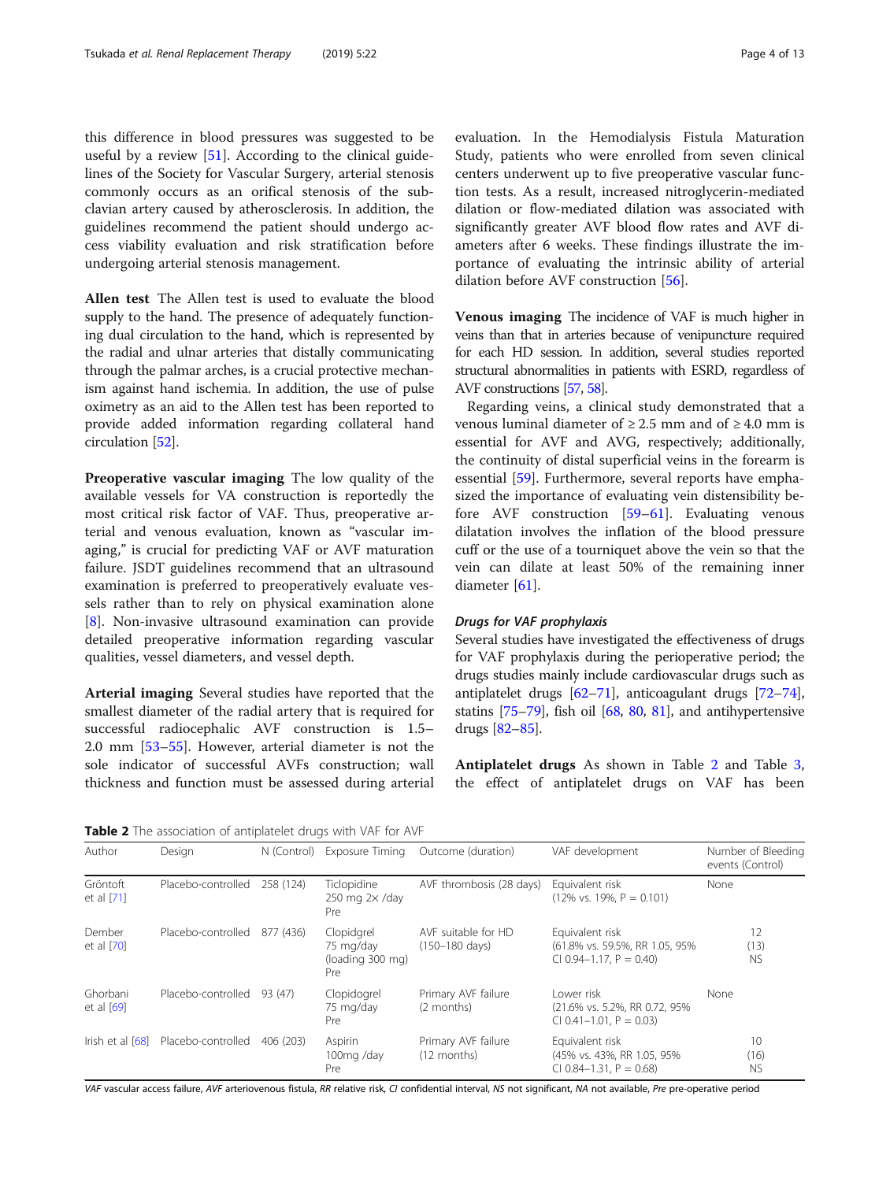this difference in blood pressures was suggested to be useful by a review [51]. According to the clinical guidelines of the Society for Vascular Surgery, arterial stenosis commonly occurs as an orifical stenosis of the subclavian artery caused by atherosclerosis. In addition, the guidelines recommend the patient should undergo access viability evaluation and risk stratification before undergoing arterial stenosis management.

**Allen test** The Allen test is used to evaluate the blood supply to the hand. The presence of adequately functioning dual circulation to the hand, which is represented by the radial and ulnar arteries that distally communicating through the palmar arches, is a crucial protective mechanism against hand ischemia. In addition, the use of pulse oximetry as an aid to the Allen test has been reported to provide added information regarding collateral hand circulation [52].

**Preoperative vascular imaging** The low quality of the available vessels for VA construction is reportedly the most critical risk factor of VAF. Thus, preoperative arterial and venous evaluation, known as "vascular imaging," is crucial for predicting VAF or AVF maturation failure. JSDT guidelines recommend that an ultrasound examination is preferred to preoperatively evaluate vessels rather than to rely on physical examination alone [8]. Non-invasive ultrasound examination can provide detailed preoperative information regarding vascular qualities, vessel diameters, and vessel depth.

**Arterial imaging** Several studies have reported that the smallest diameter of the radial artery that is required for successful radiocephalic AVF construction is 1.5–2.0 mm [53–55]. However, arterial diameter is not the sole indicator of successful AVFs construction; wall thickness and function must be assessed during arterial evaluation. In the Hemodialysis Fistula Maturation Study, patients who were enrolled from seven clinical centers underwent up to five preoperative vascular function tests. As a result, increased nitroglycerin-mediated dilation or flow-mediated dilation was associated with significantly greater AVF blood flow rates and AVF diameters after 6 weeks. These findings illustrate the importance of evaluating the intrinsic ability of arterial dilation before AVF construction [56].

**Venous imaging** The incidence of VAF is much higher in veins than that in arteries because of venipuncture required for each HD session. In addition, several studies reported structural abnormalities in patients with ESRD, regardless of AVF constructions [57, 58].

Regarding veins, a clinical study demonstrated that a venous luminal diameter of ≥ 2.5 mm and of ≥ 4.0 mm is essential for AVF and AVG, respectively; additionally, the continuity of distal superficial veins in the forearm is essential [59]. Furthermore, several reports have emphasized the importance of evaluating vein distensibility before AVF construction [59–61]. Evaluating venous dilatation involves the inflation of the blood pressure cuff or the use of a tourniquet above the vein so that the vein can dilate at least 50% of the remaining inner diameter [61].

### *Drugs for VAF prophylaxis*

Several studies have investigated the effectiveness of drugs for VAF prophylaxis during the perioperative period; the drugs studies mainly include cardiovascular drugs such as antiplatelet drugs [62–71], anticoagulant drugs [72–74], statins [75–79], fish oil [68, 80, 81], and antihypertensive drugs [82–85].

**Antiplatelet drugs** As shown in Table 2 and Table 3, the effect of antiplatelet drugs on VAF has been

**Table 2** The association of antiplatelet drugs with VAF for AVF

| Author | Design | N (Control) | Exposure Timing | Outcome (duration) | VAF development | Number of Bleeding events (Control) |
|---|---|---|---|---|---|---|
| Gröntoft et al [71] | Placebo-controlled | 258 (124) | Ticlopidine 250 mg 2× /day Pre | AVF thrombosis (28 days) | Equivalent risk (12% vs. 19%, P = 0.101) | None |
| Dember et al [70] | Placebo-controlled | 877 (436) | Clopidgrel 75 mg/day (loading 300 mg) Pre | AVF suitable for HD (150–180 days) | Equivalent risk (61.8% vs. 59.5%, RR 1.05, 95% CI 0.94–1.17, P = 0.40) | 12 (13) NS |
| Ghorbani et al [69] | Placebo-controlled | 93 (47) | Clopidogrel 75 mg/day Pre | Primary AVF failure (2 months) | Lower risk (21.6% vs. 5.2%, RR 0.72, 95% CI 0.41–1.01, P = 0.03) | None |
| Irish et al [68] | Placebo-controlled | 406 (203) | Aspirin 100mg /day Pre | Primary AVF failure (12 months) | Equivalent risk (45% vs. 43%, RR 1.05, 95% CI 0.84–1.31, P = 0.68) | 10 (16) NS |

*VAF* vascular access failure, *AVF* arteriovenous fistula, *RR* relative risk, *CI* confidential interval, *NS* not significant, *NA* not available, *Pre* pre-operative period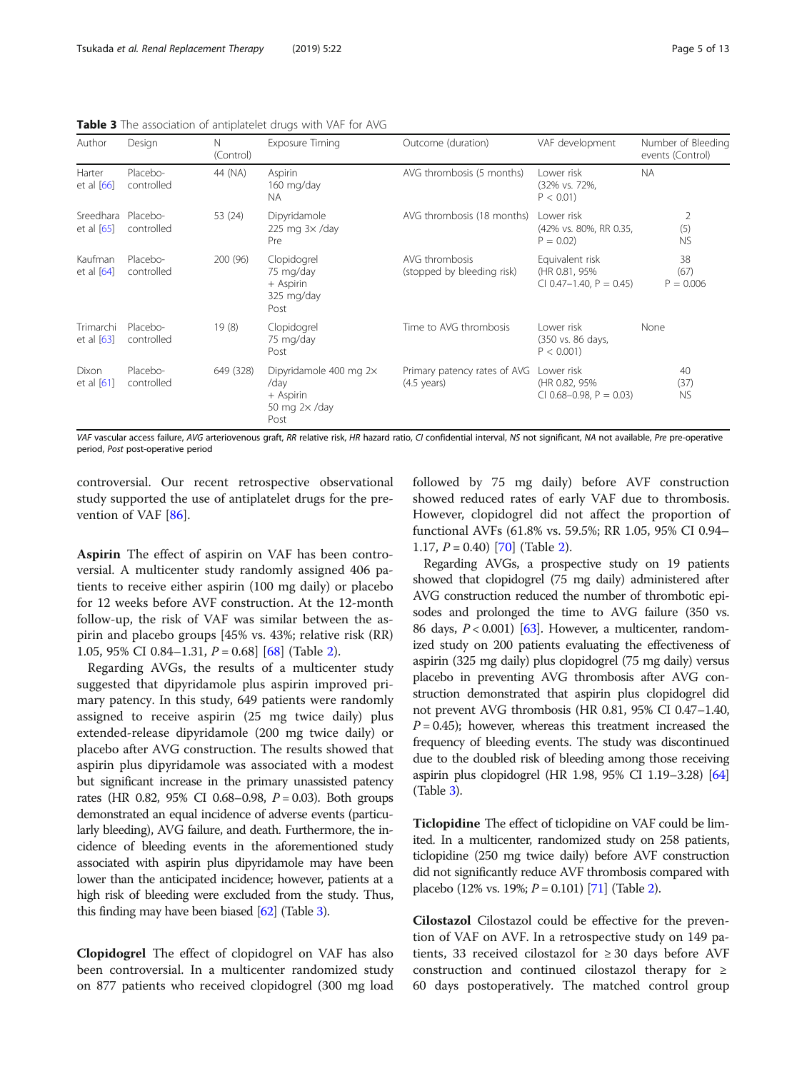**Table 3** The association of antiplatelet drugs with VAF for AVG

| Author | Design | N (Control) | Exposure Timing | Outcome (duration) | VAF development | Number of Bleeding events (Control) |
|---|---|---|---|---|---|---|
| Harter et al [66] | Placebo-controlled | 44 (NA) | Aspirin 160 mg/day NA | AVG thrombosis (5 months) | Lower risk (32% vs. 72%, P < 0.01) | NA |
| Sreedhara et al [65] | Placebo-controlled | 53 (24) | Dipyridamole 225 mg 3× /day Pre | AVG thrombosis (18 months) | Lower risk (42% vs. 80%, RR 0.35, P = 0.02) | 2 (5) NS |
| Kaufman et al [64] | Placebo-controlled | 200 (96) | Clopidogrel 75 mg/day + Aspirin 325 mg/day Post | AVG thrombosis (stopped by bleeding risk) | Equivalent risk (HR 0.81, 95% CI 0.47–1.40, P = 0.45) | 38 (67) P = 0.006 |
| Trimarchi et al [63] | Placebo-controlled | 19 (8) | Clopidogrel 75 mg/day Post | Time to AVG thrombosis | Lower risk (350 vs. 86 days, P < 0.001) | None |
| Dixon et al [61] | Placebo-controlled | 649 (328) | Dipyridamole 400 mg 2× /day + Aspirin 50 mg 2× /day Post | Primary patency rates of AVG (4.5 years) | Lower risk (HR 0.82, 95% CI 0.68–0.98, P = 0.03) | 40 (37) NS |

*VAF* vascular access failure, *AVG* arteriovenous graft, *RR* relative risk, *HR* hazard ratio, *CI* confidential interval, *NS* not significant, *NA* not available, *Pre* pre-operative period, *Post* post-operative period

controversial. Our recent retrospective observational study supported the use of antiplatelet drugs for the prevention of VAF [86].

**Aspirin** The effect of aspirin on VAF has been controversial. A multicenter study randomly assigned 406 patients to receive either aspirin (100 mg daily) or placebo for 12 weeks before AVF construction. At the 12-month follow-up, the risk of VAF was similar between the aspirin and placebo groups [45% vs. 43%; relative risk (RR) 1.05, 95% CI 0.84–1.31, $P = 0.68$] [68] (Table 2).

Regarding AVGs, the results of a multicenter study suggested that dipyridamole plus aspirin improved primary patency. In this study, 649 patients were randomly assigned to receive aspirin (25 mg twice daily) plus extended-release dipyridamole (200 mg twice daily) or placebo after AVG construction. The results showed that aspirin plus dipyridamole was associated with a modest but significant increase in the primary unassisted patency rates (HR 0.82, 95% CI 0.68–0.98, $P = 0.03$). Both groups demonstrated an equal incidence of adverse events (particularly bleeding), AVG failure, and death. Furthermore, the incidence of bleeding events in the aforementioned study associated with aspirin plus dipyridamole may have been lower than the anticipated incidence; however, patients at a high risk of bleeding were excluded from the study. Thus, this finding may have been biased [62] (Table 3).

**Clopidogrel** The effect of clopidogrel on VAF has also been controversial. In a multicenter randomized study on 877 patients who received clopidogrel (300 mg load followed by 75 mg daily) before AVF construction showed reduced rates of early VAF due to thrombosis. However, clopidogrel did not affect the proportion of functional AVFs (61.8% vs. 59.5%; RR 1.05, 95% CI 0.94–1.17, $P = 0.40$) [70] (Table 2).

Regarding AVGs, a prospective study on 19 patients showed that clopidogrel (75 mg daily) administered after AVG construction reduced the number of thrombotic episodes and prolonged the time to AVG failure (350 vs. 86 days, $P < 0.001$) [63]. However, a multicenter, randomized study on 200 patients evaluating the effectiveness of aspirin (325 mg daily) plus clopidogrel (75 mg daily) versus placebo in preventing AVG thrombosis after AVG construction demonstrated that aspirin plus clopidogrel did not prevent AVG thrombosis (HR 0.81, 95% CI 0.47–1.40, $P = 0.45$); however, whereas this treatment increased the frequency of bleeding events. The study was discontinued due to the doubled risk of bleeding among those receiving aspirin plus clopidogrel (HR 1.98, 95% CI 1.19–3.28) [64] (Table 3).

**Ticlopidine** The effect of ticlopidine on VAF could be limited. In a multicenter, randomized study on 258 patients, ticlopidine (250 mg twice daily) before AVF construction did not significantly reduce AVF thrombosis compared with placebo (12% vs. 19%; $P = 0.101$) [71] (Table 2).

**Cilostazol** Cilostazol could be effective for the prevention of VAF on AVF. In a retrospective study on 149 patients, 33 received cilostazol for ≥ 30 days before AVF construction and continued cilostazol therapy for ≥ 60 days postoperatively. The matched control group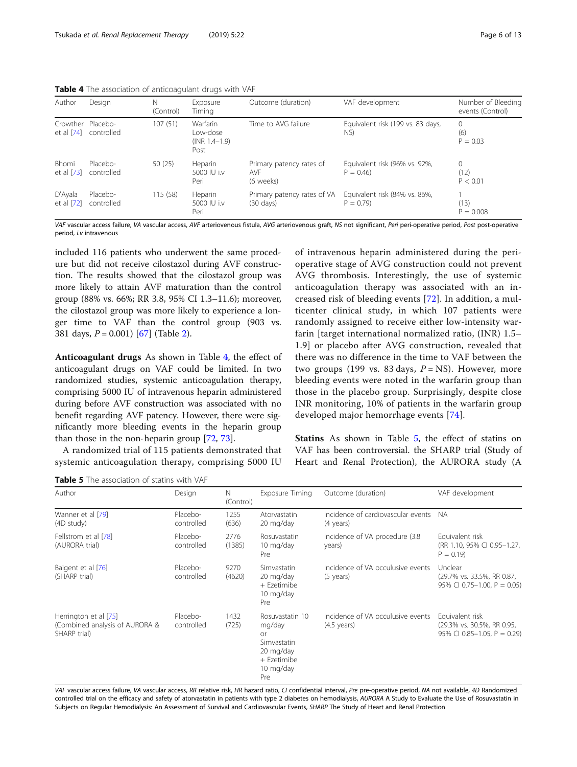**Table 4** The association of anticoagulant drugs with VAF

| Author | Design | N (Control) | Exposure Timing | Outcome (duration) | VAF development | Number of Bleeding events (Control) |
|---|---|---|---|---|---|---|
| Crowther et al [74] | Placebo-controlled | 107 (51) | Warfarin Low-dose (INR 1.4–1.9) Post | Time to AVG failure | Equivalent risk (199 vs. 83 days, NS) | 0 (6) $P = 0.03$ |
| Bhomi et al [73] | Placebo-controlled | 50 (25) | Heparin 5000 IU i.v Peri | Primary patency rates of AVF (6 weeks) | Equivalent risk (96% vs. 92%, $P = 0.46$) | 0 (12) $P < 0.01$ |
| D'Ayala et al [72] | Placebo-controlled | 115 (58) | Heparin 5000 IU i.v Peri | Primary patency rates of VA (30 days) | Equivalent risk (84% vs. 86%, $P = 0.79$) | 1 (13) $P = 0.008$ |

*VAF* vascular access failure, *VA* vascular access, *AVF* arteriovenous fistula, *AVG* arteriovenous graft, *NS* not significant, *Peri* peri-operative period, *Post* post-operative period, *i.v* intravenous

included 116 patients who underwent the same procedure but did not receive cilostazol during AVF construction. The results showed that the cilostazol group was more likely to attain AVF maturation than the control group (88% vs. 66%; RR 3.8, 95% CI 1.3–11.6); moreover, the cilostazol group was more likely to experience a longer time to VAF than the control group (903 vs. 381 days, $P = 0.001$) [67] (Table 2).

**Anticoagulant drugs** As shown in Table 4, the effect of anticoagulant drugs on VAF could be limited. In two randomized studies, systemic anticoagulation therapy, comprising 5000 IU of intravenous heparin administered during before AVF construction was associated with no benefit regarding AVF patency. However, there were significantly more bleeding events in the heparin group than those in the non-heparin group [72, 73].

A randomized trial of 115 patients demonstrated that systemic anticoagulation therapy, comprising 5000 IU of intravenous heparin administered during the peri-operative stage of AVG construction could not prevent AVG thrombosis. Interestingly, the use of systemic anticoagulation therapy was associated with an increased risk of bleeding events [72]. In addition, a multicenter clinical study, in which 107 patients were randomly assigned to receive either low-intensity warfarin [target international normalized ratio, (INR) 1.5–1.9] or placebo after AVG construction, revealed that there was no difference in the time to VAF between the two groups (199 vs. 83 days, $P =$ NS). However, more bleeding events were noted in the warfarin group than those in the placebo group. Surprisingly, despite close INR monitoring, 10% of patients in the warfarin group developed major hemorrhage events [74].

**Statins** As shown in Table 5, the effect of statins on VAF has been controversial. the SHARP trial (Study of Heart and Renal Protection), the AURORA study (A

**Table 5** The association of statins with VAF

| Author | Design | N (Control) | Exposure Timing | Outcome (duration) | VAF development |
|---|---|---|---|---|---|
| Wanner et al [79] (4D study) | Placebo-controlled | 1255 (636) | Atorvastatin 20 mg/day | Incidence of cardiovascular events (4 years) | NA |
| Fellstrom et al [78] (AURORA trial) | Placebo-controlled | 2776 (1385) | Rosuvastatin 10 mg/day Pre | Incidence of VA procedure (3.8 years) | Equivalent risk (RR 1.10, 95% CI 0.95–1.27, $P = 0.19$) |
| Baigent et al [76] (SHARP trial) | Placebo-controlled | 9270 (4620) | Simvastatin 20 mg/day + Ezetimibe 10 mg/day Pre | Incidence of VA occulusive events (5 years) | Unclear (29.7% vs. 33.5%, RR 0.87, 95% CI 0.75–1.00, $P = 0.05$) |
| Herrington et al [75] (Combined analysis of AURORA & SHARP trial) | Placebo-controlled | 1432 (725) | Rosuvastatin 10 mg/day or Simvastatin 20 mg/day + Ezetimibe 10 mg/day Pre | Incidence of VA occulusive events (4.5 years) | Equivalent risk (29.3% vs. 30.5%, RR 0.95, 95% CI 0.85–1.05, $P = 0.29$) |

*VAF* vascular access failure, *VA* vascular access, *RR* relative risk, *HR* hazard ratio, *CI* confidential interval, *Pre* pre-operative period, *NA* not available, *4D* Randomized controlled trial on the efficacy and safety of atorvastatin in patients with type 2 diabetes on hemodialysis, *AURORA* A Study to Evaluate the Use of Rosuvastatin in Subjects on Regular Hemodialysis: An Assessment of Survival and Cardiovascular Events, *SHARP* The Study of Heart and Renal Protection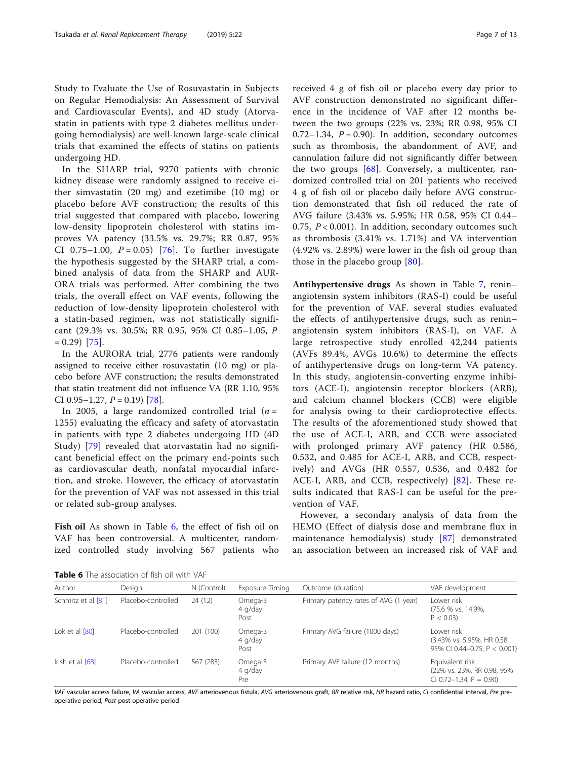Study to Evaluate the Use of Rosuvastatin in Subjects on Regular Hemodialysis: An Assessment of Survival and Cardiovascular Events), and 4D study (Atorvastatin in patients with type 2 diabetes mellitus undergoing hemodialysis) are well-known large-scale clinical trials that examined the effects of statins on patients undergoing HD.

In the SHARP trial, 9270 patients with chronic kidney disease were randomly assigned to receive either simvastatin (20 mg) and ezetimibe (10 mg) or placebo before AVF construction; the results of this trial suggested that compared with placebo, lowering low-density lipoprotein cholesterol with statins improves VA patency (33.5% vs. 29.7%; RR 0.87, 95% CI 0.75–1.00, $P = 0.05$) [76]. To further investigate the hypothesis suggested by the SHARP trial, a combined analysis of data from the SHARP and AURORA trials was performed. After combining the two trials, the overall effect on VAF events, following the reduction of low-density lipoprotein cholesterol with a statin-based regimen, was not statistically significant (29.3% vs. 30.5%; RR 0.95, 95% CI 0.85–1.05, $P = 0.29$) [75].

In the AURORA trial, 2776 patients were randomly assigned to receive either rosuvastatin (10 mg) or placebo before AVF construction; the results demonstrated that statin treatment did not influence VA (RR 1.10, 95% CI 0.95–1.27, $P = 0.19$) [78].

In 2005, a large randomized controlled trial ($n = 1255$) evaluating the efficacy and safety of atorvastatin in patients with type 2 diabetes undergoing HD (4D Study) [79] revealed that atorvastatin had no significant beneficial effect on the primary end-points such as cardiovascular death, nonfatal myocardial infarction, and stroke. However, the efficacy of atorvastatin for the prevention of VAF was not assessed in this trial or related sub-group analyses.

**Fish oil** As shown in Table 6, the effect of fish oil on VAF has been controversial. A multicenter, randomized controlled study involving 567 patients who received 4 g of fish oil or placebo every day prior to AVF construction demonstrated no significant difference in the incidence of VAF after 12 months between the two groups (22% vs. 23%; RR 0.98, 95% CI 0.72–1.34, $P = 0.90$). In addition, secondary outcomes such as thrombosis, the abandonment of AVF, and cannulation failure did not significantly differ between the two groups [68]. Conversely, a multicenter, randomized controlled trial on 201 patients who received 4 g of fish oil or placebo daily before AVG construction demonstrated that fish oil reduced the rate of AVG failure (3.43% vs. 5.95%; HR 0.58, 95% CI 0.44–0.75, $P < 0.001$). In addition, secondary outcomes such as thrombosis (3.41% vs. 1.71%) and VA intervention (4.92% vs. 2.89%) were lower in the fish oil group than those in the placebo group [80].

**Antihypertensive drugs** As shown in Table 7, renin–angiotensin system inhibitors (RAS-I) could be useful for the prevention of VAF. several studies evaluated the effects of antihypertensive drugs, such as renin–angiotensin system inhibitors (RAS-I), on VAF. A large retrospective study enrolled 42,244 patients (AVFs 89.4%, AVGs 10.6%) to determine the effects of antihypertensive drugs on long-term VA patency. In this study, angiotensin-converting enzyme inhibitors (ACE-I), angiotensin receptor blockers (ARB), and calcium channel blockers (CCB) were eligible for analysis owing to their cardioprotective effects. The results of the aforementioned study showed that the use of ACE-I, ARB, and CCB were associated with prolonged primary AVF patency (HR 0.586, 0.532, and 0.485 for ACE-I, ARB, and CCB, respectively) and AVGs (HR 0.557, 0.536, and 0.482 for ACE-I, ARB, and CCB, respectively) [82]. These results indicated that RAS-I can be useful for the prevention of VAF.

However, a secondary analysis of data from the HEMO (Effect of dialysis dose and membrane flux in maintenance hemodialysis) study [87] demonstrated an association between an increased risk of VAF and

**Table 6** The association of fish oil with VAF

| Author | Design | N (Control) | Exposure Timing | Outcome (duration) | VAF development |
|---|---|---|---|---|---|
| Schmitz et al [81] | Placebo-controlled | 24 (12) | Omega-3 4 g/day Post | Primary patency rates of AVG (1 year) | Lower risk (75.6 % vs. 14.9%, $P < 0.03$) |
| Lok et al [80] | Placebo-controlled | 201 (100) | Omega-3 4 g/day Post | Primary AVG failure (1000 days) | Lower risk (3.43% vs. 5.95%, HR 0.58, 95% CI 0.44–0.75, $P < 0.001$) |
| Irish et al [68] | Placebo-controlled | 567 (283) | Omega-3 4 g/day Pre | Primary AVF failure (12 months) | Equivalent risk (22% vs. 23%, RR 0.98, 95% CI 0.72–1.34, $P = 0.90$) |

*VAF* vascular access failure, *VA* vascular access, *AVF* arteriovenous fistula, *AVG* arteriovenous graft, *RR* relative risk, *HR* hazard ratio, *CI* confidential interval, *Pre* pre-operative period, *Post* post-operative period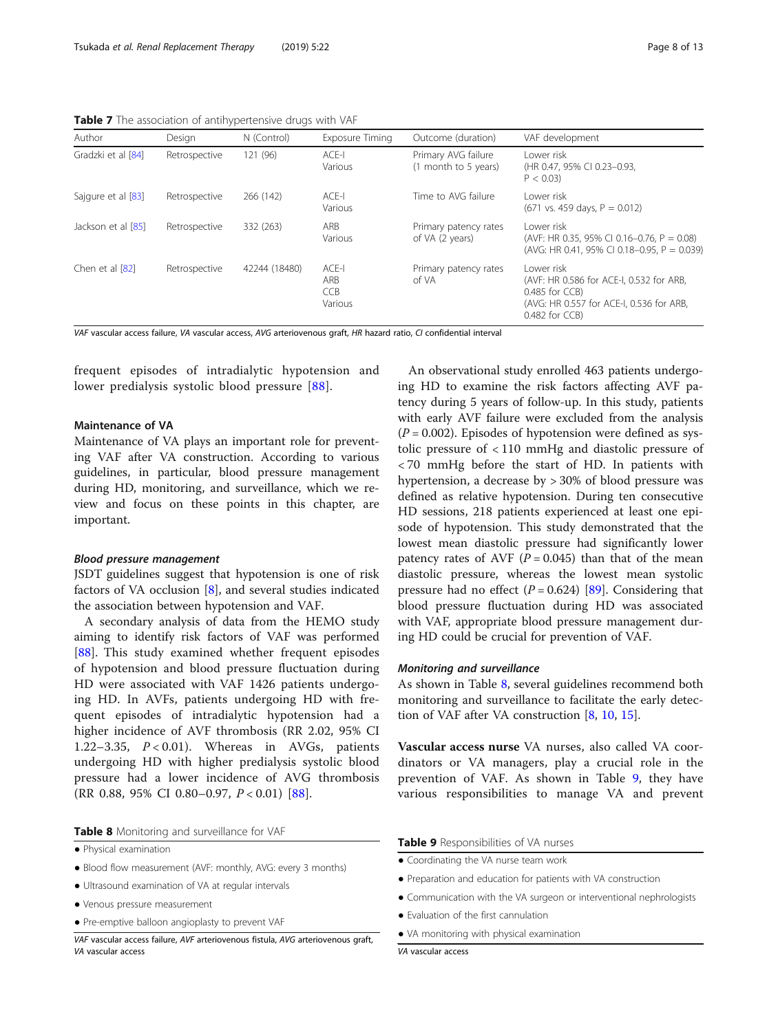**Table 7** The association of antihypertensive drugs with VAF

| Author | Design | N (Control) | Exposure Timing | Outcome (duration) | VAF development |
|---|---|---|---|---|---|
| Gradzki et al [84] | Retrospective | 121 (96) | ACE-I Various | Primary AVG failure (1 month to 5 years) | Lower risk (HR 0.47, 95% CI 0.23–0.93, P < 0.03) |
| Sajgure et al [83] | Retrospective | 266 (142) | ACE-I Various | Time to AVG failure | Lower risk (671 vs. 459 days, P = 0.012) |
| Jackson et al [85] | Retrospective | 332 (263) | ARB Various | Primary patency rates of VA (2 years) | Lower risk (AVF: HR 0.35, 95% CI 0.16–0.76, P = 0.08) (AVG: HR 0.41, 95% CI 0.18–0.95, P = 0.039) |
| Chen et al [82] | Retrospective | 42244 (18480) | ACE-I ARB CCB Various | Primary patency rates of VA | Lower risk (AVF: HR 0.586 for ACE-I, 0.532 for ARB, 0.485 for CCB) (AVG: HR 0.557 for ACE-I, 0.536 for ARB, 0.482 for CCB) |

*VAF* vascular access failure, *VA* vascular access, *AVG* arteriovenous graft, *HR* hazard ratio, *CI* confidential interval

frequent episodes of intradialytic hypotension and lower predialysis systolic blood pressure [88].

### Maintenance of VA

Maintenance of VA plays an important role for preventing VAF after VA construction. According to various guidelines, in particular, blood pressure management during HD, monitoring, and surveillance, which we review and focus on these points in this chapter, are important.

#### *Blood pressure management*

JSDT guidelines suggest that hypotension is one of risk factors of VA occlusion [8], and several studies indicated the association between hypotension and VAF.

A secondary analysis of data from the HEMO study aiming to identify risk factors of VAF was performed [88]. This study examined whether frequent episodes of hypotension and blood pressure fluctuation during HD were associated with VAF 1426 patients undergoing HD. In AVFs, patients undergoing HD with frequent episodes of intradialytic hypotension had a higher incidence of AVF thrombosis (RR 2.02, 95% CI 1.22–3.35, $P < 0.01$). Whereas in AVGs, patients undergoing HD with higher predialysis systolic blood pressure had a lower incidence of AVG thrombosis (RR 0.88, 95% CI 0.80–0.97, $P < 0.01$) [88].

An observational study enrolled 463 patients undergoing HD to examine the risk factors affecting AVF patency during 5 years of follow-up. In this study, patients with early AVF failure were excluded from the analysis ($P = 0.002$). Episodes of hypotension were defined as systolic pressure of < 110 mmHg and diastolic pressure of < 70 mmHg before the start of HD. In patients with hypertension, a decrease by > 30% of blood pressure was defined as relative hypotension. During ten consecutive HD sessions, 218 patients experienced at least one episode of hypotension. This study demonstrated that the lowest mean diastolic pressure had significantly lower patency rates of AVF ($P = 0.045$) than that of the mean diastolic pressure, whereas the lowest mean systolic pressure had no effect ($P = 0.624$) [89]. Considering that blood pressure fluctuation during HD was associated with VAF, appropriate blood pressure management during HD could be crucial for prevention of VAF.

#### *Monitoring and surveillance*

As shown in Table 8, several guidelines recommend both monitoring and surveillance to facilitate the early detection of VAF after VA construction [8, 10, 15].

**Vascular access nurse** VA nurses, also called VA coordinators or VA managers, play a crucial role in the prevention of VAF. As shown in Table 9, they have various responsibilities to manage VA and prevent

**Table 8** Monitoring and surveillance for VAF

- Physical examination
- Blood flow measurement (AVF: monthly, AVG: every 3 months)
- Ultrasound examination of VA at regular intervals
- Venous pressure measurement
- Pre-emptive balloon angioplasty to prevent VAF

*VAF* vascular access failure, *AVF* arteriovenous fistula, *AVG* arteriovenous graft, *VA* vascular access

**Table 9** Responsibilities of VA nurses

- Coordinating the VA nurse team work
- Preparation and education for patients with VA construction
- Communication with the VA surgeon or interventional nephrologists
- Evaluation of the first cannulation
- VA monitoring with physical examination

*VA* vascular access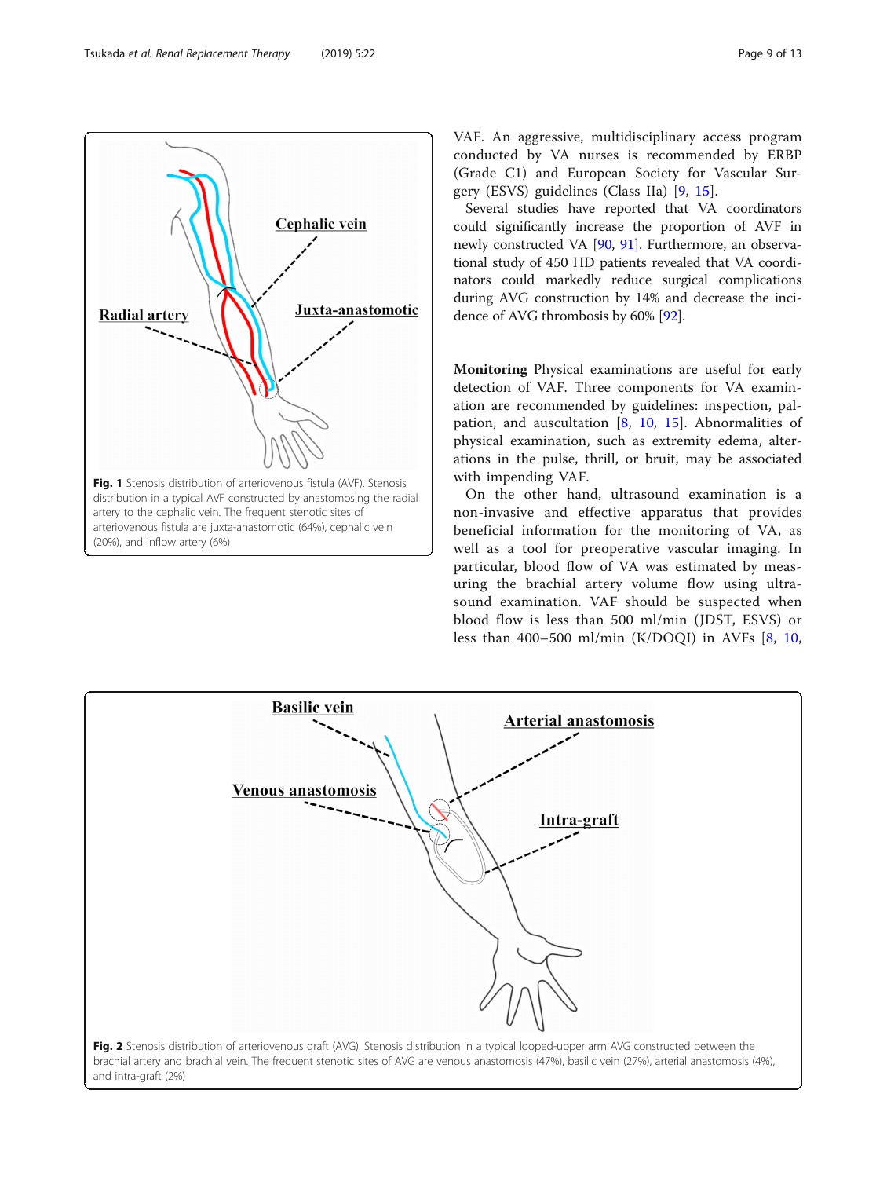VAF. An aggressive, multidisciplinary access program conducted by VA nurses is recommended by ERBP (Grade C1) and European Society for Vascular Surgery (ESVS) guidelines (Class IIa) [9, 15].

Several studies have reported that VA coordinators could significantly increase the proportion of AVF in newly constructed VA [90, 91]. Furthermore, an observational study of 450 HD patients revealed that VA coordinators could markedly reduce surgical complications during AVG construction by 14% and decrease the incidence of AVG thrombosis by 60% [92].

**Fig. 1** Stenosis distribution of arteriovenous fistula (AVF). Stenosis distribution in a typical AVF constructed by anastomosing the radial artery to the cephalic vein. The frequent stenotic sites of arteriovenous fistula are juxta-anastomotic (64%), cephalic vein (20%), and inflow artery (6%)

**Monitoring** Physical examinations are useful for early detection of VAF. Three components for VA examination are recommended by guidelines: inspection, palpation, and auscultation [8, 10, 15]. Abnormalities of physical examination, such as extremity edema, alterations in the pulse, thrill, or bruit, may be associated with impending VAF.

On the other hand, ultrasound examination is a non-invasive and effective apparatus that provides beneficial information for the monitoring of VA, as well as a tool for preoperative vascular imaging. In particular, blood flow of VA was estimated by measuring the brachial artery volume flow using ultrasound examination. VAF should be suspected when blood flow is less than 500 ml/min (JDST, ESVS) or less than 400–500 ml/min (K/DOQI) in AVFs [8, 10,

**Fig. 2** Stenosis distribution of arteriovenous graft (AVG). Stenosis distribution in a typical looped-upper arm AVG constructed between the brachial artery and brachial vein. The frequent stenotic sites of AVG are venous anastomosis (47%), basilic vein (27%), arterial anastomosis (4%), and intra-graft (2%)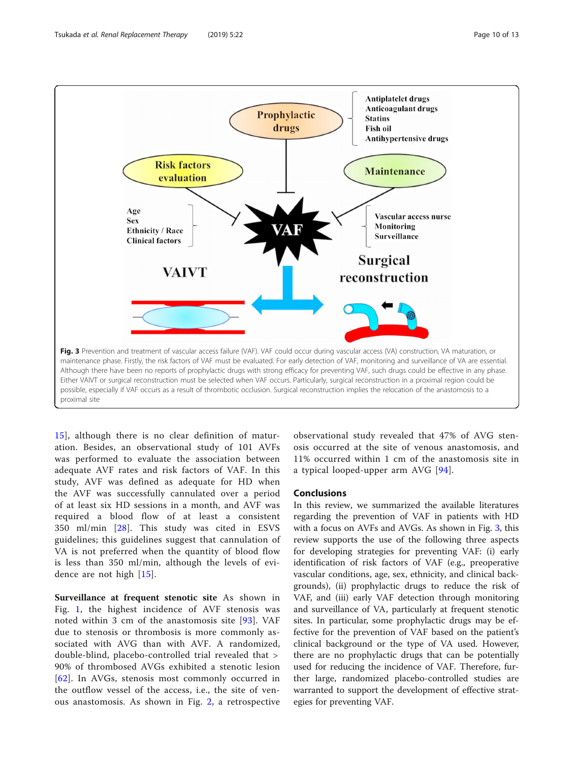Fig. 3 Prevention and treatment of vascular access failure (VAF). VAF could occur during vascular access (VA) construction, VA maturation, or maintenance phase. Firstly, the risk factors of VAF must be evaluated. For early detection of VAF, monitoring and surveillance of VA are essential. Although there have been no reports of prophylactic drugs with strong efficacy for preventing VAF, such drugs could be effective in any phase. Either VAIVT or surgical reconstruction must be selected when VAF occurs. Particularly, surgical reconstruction in a proximal region could be possible, especially if VAF occurs as a result of thrombotic occlusion. Surgical reconstruction implies the relocation of the anastomosis to a proximal site

15], although there is no clear definition of maturation. Besides, an observational study of 101 AVFs was performed to evaluate the association between adequate AVF rates and risk factors of VAF. In this study, AVF was defined as adequate for HD when the AVF was successfully cannulated over a period of at least six HD sessions in a month, and AVF was required a blood flow of at least a consistent 350 ml/min [28]. This study was cited in ESVS guidelines; this guidelines suggest that cannulation of VA is not preferred when the quantity of blood flow is less than 350 ml/min, although the levels of evidence are not high [15].

**Surveillance at frequent stenotic site** As shown in Fig. 1, the highest incidence of AVF stenosis was noted within 3 cm of the anastomosis site [93]. VAF due to stenosis or thrombosis is more commonly associated with AVG than with AVF. A randomized, double-blind, placebo-controlled trial revealed that > 90% of thrombosed AVGs exhibited a stenotic lesion [62]. In AVGs, stenosis most commonly occurred in the outflow vessel of the access, i.e., the site of venous anastomosis. As shown in Fig. 2, a retrospective observational study revealed that 47% of AVG stenosis occurred at the site of venous anastomosis, and 11% occurred within 1 cm of the anastomosis site in a typical looped-upper arm AVG [94].

## Conclusions

In this review, we summarized the available literatures regarding the prevention of VAF in patients with HD with a focus on AVFs and AVGs. As shown in Fig. 3, this review supports the use of the following three aspects for developing strategies for preventing VAF: (i) early identification of risk factors of VAF (e.g., preoperative vascular conditions, age, sex, ethnicity, and clinical backgrounds), (ii) prophylactic drugs to reduce the risk of VAF, and (iii) early VAF detection through monitoring and surveillance of VA, particularly at frequent stenotic sites. In particular, some prophylactic drugs may be effective for the prevention of VAF based on the patient's clinical background or the type of VA used. However, there are no prophylactic drugs that can be potentially used for reducing the incidence of VAF. Therefore, further large, randomized placebo-controlled studies are warranted to support the development of effective strategies for preventing VAF.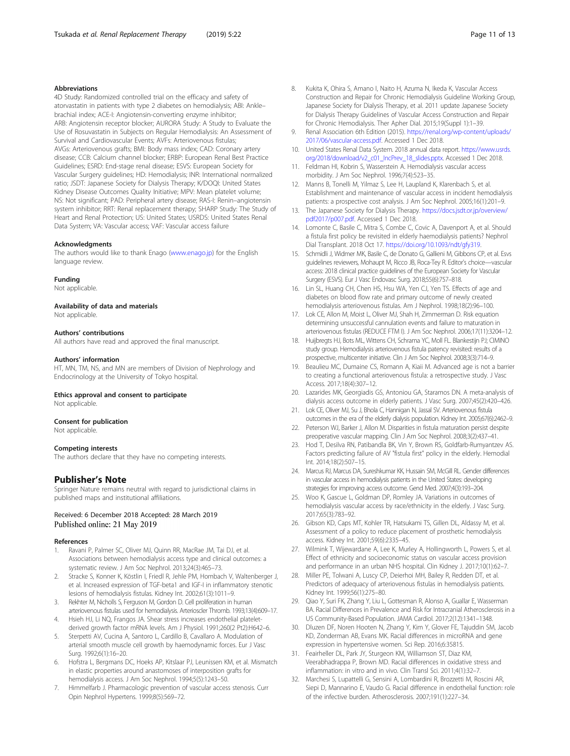### Abbreviations

4D Study: Randomized controlled trial on the efficacy and safety of atorvastatin in patients with type 2 diabetes on hemodialysis; ABI: Ankle–brachial index; ACE-I: Angiotensin-converting enzyme inhibitor; ARB: Angiotensin receptor blocker; AURORA Study: A Study to Evaluate the Use of Rosuvastatin in Subjects on Regular Hemodialysis: An Assessment of Survival and Cardiovascular Events; AVFs: Arteriovenous fistulas; AVGs: Arteriovenous grafts; BMI: Body mass index; CAD: Coronary artery disease; CCB: Calcium channel blocker; ERBP: European Renal Best Practice Guidelines; ESRD: End-stage renal disease; ESVS: European Society for Vascular Surgery guidelines; HD: Hemodialysis; INR: International normalized ratio; JSDT: Japanese Society for Dialysis Therapy; K/DOQI: United States Kidney Disease Outcomes Quality Initiative; MPV: Mean platelet volume; NS: Not significant; PAD: Peripheral artery disease; RAS-I: Renin–angiotensin system inhibitor; RRT: Renal replacement therapy; SHARP Study: The Study of Heart and Renal Protection; US: United States; USRDS: United States Renal Data System; VA: Vascular access; VAF: Vascular access failure

### Acknowledgments

The authors would like to thank Enago (www.enago.jp) for the English language review.

### Funding

Not applicable.

### Availability of data and materials

Not applicable.

### Authors' contributions

All authors have read and approved the final manuscript.

### Authors' information

HT, MN, TM, NS, and MN are members of Division of Nephrology and Endocrinology at the University of Tokyo hospital.

### Ethics approval and consent to participate

Not applicable.

### Consent for publication

Not applicable.

### Competing interests

The authors declare that they have no competing interests.

## Publisher's Note

Springer Nature remains neutral with regard to jurisdictional claims in published maps and institutional affiliations.

Received: 6 December 2018 Accepted: 28 March 2019
Published online: 21 May 2019

### References

1. Ravani P, Palmer SC, Oliver MJ, Quinn RR, MacRae JM, Tai DJ, et al. Associations between hemodialysis access type and clinical outcomes: a systematic review. J Am Soc Nephrol. 2013;24(3):465–73.
2. Stracke S, Konner K, Köstlin I, Friedl R, Jehle PM, Hombach V, Waltenberger J, et al. Increased expression of TGF-beta1 and IGF-I in inflammatory stenotic lesions of hemodialysis fistulas. Kidney Int. 2002;61(3):1011–9.
3. Rekhter M, Nicholls S, Ferguson M, Gordon D. Cell proliferation in human arteriovenous fistulas used for hemodialysis. Arterioscler Thromb. 1993;13(4):609–17.
4. Hsieh HJ, Li NQ, Frangos JA. Shear stress increases endothelial platelet-derived growth factor mRNA levels. Am J Physiol. 1991;260(2 Pt2):H642–6.
5. Sterpetti AV, Cucina A, Santoro L, Cardillo B, Cavallaro A. Modulation of arterial smooth muscle cell growth by haemodynamic forces. Eur J Vasc Surg. 1992;6(1):16–20.
6. Hofstra L, Bergmans DC, Hoeks AP, Kitslaar PJ, Leunissen KM, et al. Mismatch in elastic properties around anastomoses of interposition grafts for hemodialysis access. J Am Soc Nephrol. 1994;5(5):1243–50.
7. Himmelfarb J. Pharmacologic prevention of vascular access stenosis. Curr Opin Nephrol Hypertens. 1999;8(5):569–72.
8. Kukita K, Ohira S, Amano I, Naito H, Azuma N, Ikeda K, Vascular Access Construction and Repair for Chronic Hemodialysis Guideline Working Group, Japanese Society for Dialysis Therapy, et al. 2011 update Japanese Society for Dialysis Therapy Guidelines of Vascular Access Construction and Repair for Chronic Hemodialysis. Ther Apher Dial. 2015;19(Suppl 1):1–39.
9. Renal Association 6th Edition (2015). https://renal.org/wp-content/uploads/2017/06/vascular-access.pdf. Accessed 1 Dec 2018.
10. United States Renal Data System. 2018 annual data report. https://www.usrds.org/2018/download/v2_c01_IncPrev_18_slides.pptx. Accessed 1 Dec 2018.
11. Feldman HI, Kobrin S, Wasserstein A. Hemodialysis vascular access morbidity. J Am Soc Nephrol. 1996;7(4):523–35.
12. Manns B, Tonelli M, Yilmaz S, Lee H, Laupland K, Klarenbach S, et al. Establishment and maintenance of vascular access in incident hemodialysis patients: a prospective cost analysis. J Am Soc Nephrol. 2005;16(1):201–9.
13. The Japanese Society for Dialysis Therapy. https://docs.jsdt.or.jp/overview/pdf2017/p007.pdf. Accessed 1 Dec 2018.
14. Lomonte C, Basile C, Mitra S, Combe C, Covic A, Davenport A, et al. Should a fistula first policy be revisited in elderly haemodialysis patients? Nephrol Dial Transplant. 2018 Oct 17. https://doi.org/10.1093/ndt/gfy319.
15. Schmidli J, Widmer MK, Basile C, de Donato G, Gallieni M, Gibbons CP, et al. Esvs guidelines reviewers, Mohaupt M, Ricco JB, Roca-Tey R. Editor's choice—vascular access: 2018 clinical practice guidelines of the European Society for Vascular Surgery (ESVS). Eur J Vasc Endovasc Surg. 2018;55(6):757–818.
16. Lin SL, Huang CH, Chen HS, Hsu WA, Yen CJ, Yen TS. Effects of age and diabetes on blood flow rate and primary outcome of newly created hemodialysis arteriovenous fistulas. Am J Nephrol. 1998;18(2):96–100.
17. Lok CE, Allon M, Moist L, Oliver MJ, Shah H, Zimmerman D. Risk equation determining unsuccessful cannulation events and failure to maturation in arteriovenous fistulas (REDUCE FTM I). J Am Soc Nephrol. 2006;17(11):3204–12.
18. Huijbregts HJ, Bots ML, Wittens CH, Schrama YC, Moll FL. Blankestijn PJ; CIMINO study group. Hemodialysis arteriovenous fistula patency revisited: results of a prospective, multicenter initiative. Clin J Am Soc Nephrol. 2008;3(3):714–9.
19. Beaulieu MC, Dumaine CS, Romann A, Kiaii M. Advanced age is not a barrier to creating a functional arteriovenous fistula: a retrospective study. J Vasc Access. 2017;18(4):307–12.
20. Lazarides MK, Georgiadis GS, Antoniou GA, Staramos DN. A meta-analysis of dialysis access outcome in elderly patients. J Vasc Surg. 2007;45(2):420–426.
21. Lok CE, Oliver MJ, Su J, Bhola C, Hannigan N, Jassal SV. Arteriovenous fistula outcomes in the era of the elderly dialysis population. Kidney Int. 2005;67(6):2462–9.
22. Peterson WJ, Barker J, Allon M. Disparities in fistula maturation persist despite preoperative vascular mapping. Clin J Am Soc Nephrol. 2008;3(2):437–41.
23. Hod T, Desilva RN, Patibandla BK, Vin Y, Brown RS, Goldfarb-Rumyantzev AS. Factors predicting failure of AV "fistula first" policy in the elderly. Hemodial Int. 2014;18(2):507–15.
24. Marcus RJ, Marcus DA, Sureshkumar KK, Hussain SM, McGill RL. Gender differences in vascular access in hemodialysis patients in the United States: developing strategies for improving access outcome. Gend Med. 2007;4(3):193–204.
25. Woo K, Gascue L, Goldman DP, Romley JA. Variations in outcomes of hemodialysis vascular access by race/ethnicity in the elderly. J Vasc Surg. 2017;65(3):783–92.
26. Gibson KD, Caps MT, Kohler TR, Hatsukami TS, Gillen DL, Aldassy M, et al. Assessment of a policy to reduce placement of prosthetic hemodialysis access. Kidney Int. 2001;59(6):2335–45.
27. Wilmink T, Wijewardane A, Lee K, Murley A, Hollingworth L, Powers S, et al. Effect of ethnicity and socioeconomic status on vascular access provision and performance in an urban NHS hospital. Clin Kidney J. 2017;10(1):62–7.
28. Miller PE, Tolwani A, Luscy CP, Deierhoi MH, Bailey R, Redden DT, et al. Predictors of adequacy of arteriovenous fistulas in hemodialysis patients. Kidney Int. 1999;56(1):275–80.
29. Qiao Y, Suri FK, Zhang Y, Liu L, Gottesman R, Alonso A, Guallar E, Wasserman BA. Racial Differences in Prevalence and Risk for Intracranial Atherosclerosis in a US Community-Based Population. JAMA Cardiol. 2017;2(12):1341–1348.
30. Dluzen DF, Noren Hooten N, Zhang Y, Kim Y, Glover FE, Tajuddin SM, Jacob KD, Zonderman AB, Evans MK. Racial differences in microRNA and gene expression in hypertensive women. Sci Rep. 2016;6:35815.
31. Feairheller DL, Park JY, Sturgeon KM, Williamson ST, Diaz KM, Veerabhadrappa P, Brown MD. Racial differences in oxidative stress and inflammation: in vitro and in vivo. Clin Transl Sci. 2011;4(1):32–7.
32. Marchesi S, Lupattelli G, Sensini A, Lombardini R, Brozzetti M, Roscini AR, Siepi D, Mannarino E, Vaudo G. Racial difference in endothelial function: role of the infective burden. Atherosclerosis. 2007;191(1):227–34.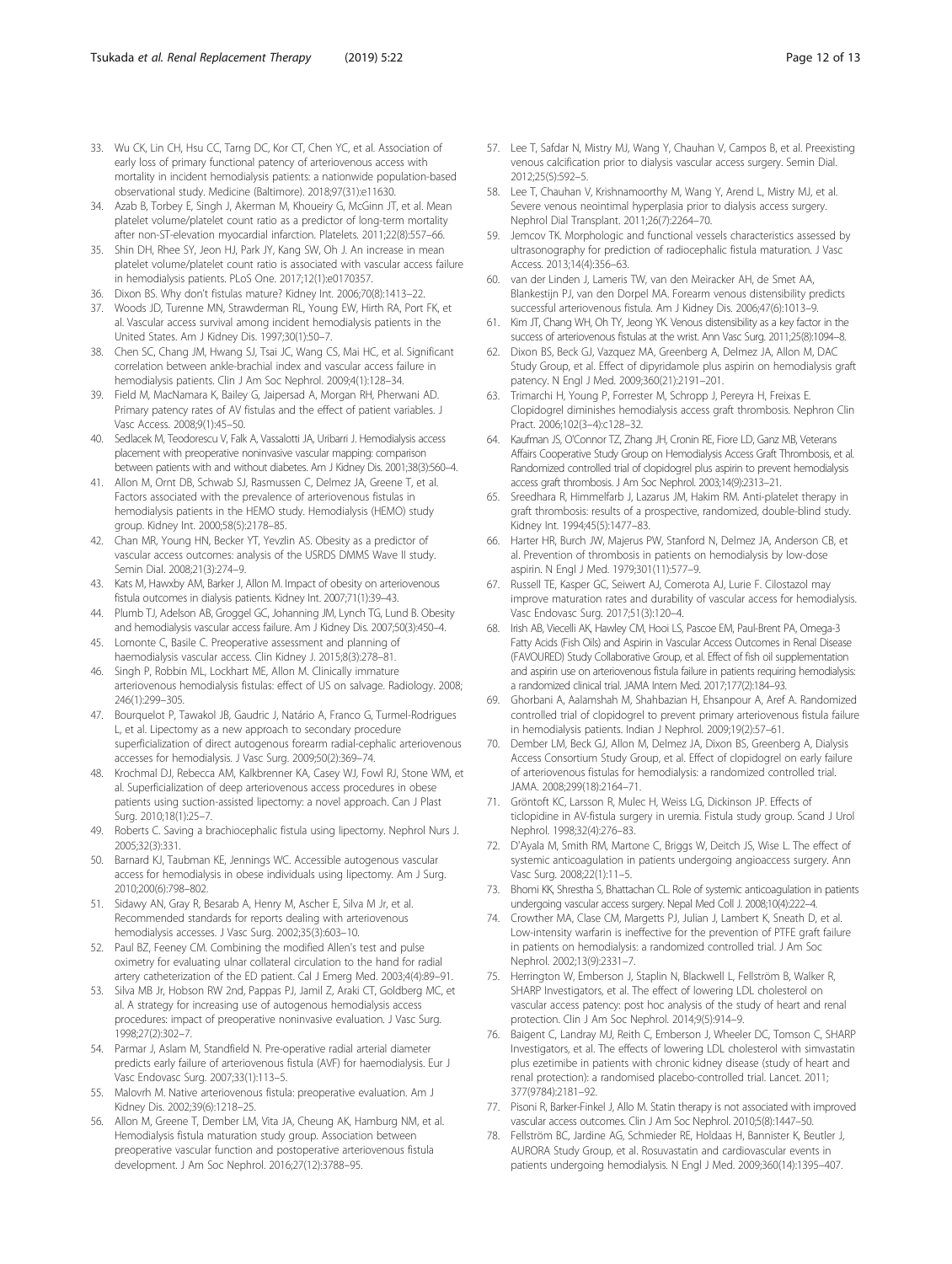33. Wu CK, Lin CH, Hsu CC, Tarng DC, Kor CT, Chen YC, et al. Association of early loss of primary functional patency of arteriovenous access with mortality in incident hemodialysis patients: a nationwide population-based observational study. Medicine (Baltimore). 2018;97(31):e11630.
34. Azab B, Torbey E, Singh J, Akerman M, Khoueiry G, McGinn JT, et al. Mean platelet volume/platelet count ratio as a predictor of long-term mortality after non-ST-elevation myocardial infarction. Platelets. 2011;22(8):557–66.
35. Shin DH, Rhee SY, Jeon HJ, Park JY, Kang SW, Oh J. An increase in mean platelet volume/platelet count ratio is associated with vascular access failure in hemodialysis patients. PLoS One. 2017;12(1):e0170357.
36. Dixon BS. Why don't fistulas mature? Kidney Int. 2006;70(8):1413–22.
37. Woods JD, Turenne MN, Strawderman RL, Young EW, Hirth RA, Port FK, et al. Vascular access survival among incident hemodialysis patients in the United States. Am J Kidney Dis. 1997;30(1):50–7.
38. Chen SC, Chang JM, Hwang SJ, Tsai JC, Wang CS, Mai HC, et al. Significant correlation between ankle-brachial index and vascular access failure in hemodialysis patients. Clin J Am Soc Nephrol. 2009;4(1):128–34.
39. Field M, MacNamara K, Bailey G, Jaipersad A, Morgan RH, Pherwani AD. Primary patency rates of AV fistulas and the effect of patient variables. J Vasc Access. 2008;9(1):45–50.
40. Sedlacek M, Teodorescu V, Falk A, Vassalotti JA, Uribarri J. Hemodialysis access placement with preoperative noninvasive vascular mapping: comparison between patients with and without diabetes. Am J Kidney Dis. 2001;38(3):560–4.
41. Allon M, Ornt DB, Schwab SJ, Rasmussen C, Delmez JA, Greene T, et al. Factors associated with the prevalence of arteriovenous fistulas in hemodialysis patients in the HEMO study. Hemodialysis (HEMO) study group. Kidney Int. 2000;58(5):2178–85.
42. Chan MR, Young HN, Becker YT, Yevzlin AS. Obesity as a predictor of vascular access outcomes: analysis of the USRDS DMMS Wave II study. Semin Dial. 2008;21(3):274–9.
43. Kats M, Hawxby AM, Barker J, Allon M. Impact of obesity on arteriovenous fistula outcomes in dialysis patients. Kidney Int. 2007;71(1):39–43.
44. Plumb TJ, Adelson AB, Groggel GC, Johanning JM, Lynch TG, Lund B. Obesity and hemodialysis vascular access failure. Am J Kidney Dis. 2007;50(3):450–4.
45. Lomonte C, Basile C. Preoperative assessment and planning of haemodialysis vascular access. Clin Kidney J. 2015;8(3):278–81.
46. Singh P, Robbin ML, Lockhart ME, Allon M. Clinically immature arteriovenous hemodialysis fistulas: effect of US on salvage. Radiology. 2008; 246(1):299–305.
47. Bourquelot P, Tawakol JB, Gaudric J, Natário A, Franco G, Turmel-Rodrigues L, et al. Lipectomy as a new approach to secondary procedure superficialization of direct autogenous forearm radial-cephalic arteriovenous accesses for hemodialysis. J Vasc Surg. 2009;50(2):369–74.
48. Krochmal DJ, Rebecca AM, Kalkbrenner KA, Casey WJ, Fowl RJ, Stone WM, et al. Superficialization of deep arteriovenous access procedures in obese patients using suction-assisted lipectomy: a novel approach. Can J Plast Surg. 2010;18(1):25–7.
49. Roberts C. Saving a brachiocephalic fistula using lipectomy. Nephrol Nurs J. 2005;32(3):331.
50. Barnard KJ, Taubman KE, Jennings WC. Accessible autogenous vascular access for hemodialysis in obese individuals using lipectomy. Am J Surg. 2010;200(6):798–802.
51. Sidawy AN, Gray R, Besarab A, Henry M, Ascher E, Silva M Jr, et al. Recommended standards for reports dealing with arteriovenous hemodialysis accesses. J Vasc Surg. 2002;35(3):603–10.
52. Paul BZ, Feeney CM. Combining the modified Allen's test and pulse oximetry for evaluating ulnar collateral circulation to the hand for radial artery catheterization of the ED patient. Cal J Emerg Med. 2003;4(4):89–91.
53. Silva MB Jr, Hobson RW 2nd, Pappas PJ, Jamil Z, Araki CT, Goldberg MC, et al. A strategy for increasing use of autogenous hemodialysis access procedures: impact of preoperative noninvasive evaluation. J Vasc Surg. 1998;27(2):302–7.
54. Parmar J, Aslam M, Standfield N. Pre-operative radial arterial diameter predicts early failure of arteriovenous fistula (AVF) for haemodialysis. Eur J Vasc Endovasc Surg. 2007;33(1):113–5.
55. Malovrh M. Native arteriovenous fistula: preoperative evaluation. Am J Kidney Dis. 2002;39(6):1218–25.
56. Allon M, Greene T, Dember LM, Vita JA, Cheung AK, Hamburg NM, et al. Hemodialysis fistula maturation study group. Association between preoperative vascular function and postoperative arteriovenous fistula development. J Am Soc Nephrol. 2016;27(12):3788–95.
57. Lee T, Safdar N, Mistry MJ, Wang Y, Chauhan V, Campos B, et al. Preexisting venous calcification prior to dialysis vascular access surgery. Semin Dial. 2012;25(5):592–5.
58. Lee T, Chauhan V, Krishnamoorthy M, Wang Y, Arend L, Mistry MJ, et al. Severe venous neointimal hyperplasia prior to dialysis access surgery. Nephrol Dial Transplant. 2011;26(7):2264–70.
59. Jemcov TK. Morphologic and functional vessels characteristics assessed by ultrasonography for prediction of radiocephalic fistula maturation. J Vasc Access. 2013;14(4):356–63.
60. van der Linden J, Lameris TW, van den Meiracker AH, de Smet AA, Blankestijn PJ, van den Dorpel MA. Forearm venous distensibility predicts successful arteriovenous fistula. Am J Kidney Dis. 2006;47(6):1013–9.
61. Kim JT, Chang WH, Oh TY, Jeong YK. Venous distensibility as a key factor in the success of arteriovenous fistulas at the wrist. Ann Vasc Surg. 2011;25(8):1094–8.
62. Dixon BS, Beck GJ, Vazquez MA, Greenberg A, Delmez JA, Allon M, DAC Study Group, et al. Effect of dipyridamole plus aspirin on hemodialysis graft patency. N Engl J Med. 2009;360(21):2191–201.
63. Trimarchi H, Young P, Forrester M, Schropp J, Pereyra H, Freixas E. Clopidogrel diminishes hemodialysis access graft thrombosis. Nephron Clin Pract. 2006;102(3–4):c128–32.
64. Kaufman JS, O'Connor TZ, Zhang JH, Cronin RE, Fiore LD, Ganz MB, Veterans Affairs Cooperative Study Group on Hemodialysis Access Graft Thrombosis, et al. Randomized controlled trial of clopidogrel plus aspirin to prevent hemodialysis access graft thrombosis. J Am Soc Nephrol. 2003;14(9):2313–21.
65. Sreedhara R, Himmelfarb J, Lazarus JM, Hakim RM. Anti-platelet therapy in graft thrombosis: results of a prospective, randomized, double-blind study. Kidney Int. 1994;45(5):1477–83.
66. Harter HR, Burch JW, Majerus PW, Stanford N, Delmez JA, Anderson CB, et al. Prevention of thrombosis in patients on hemodialysis by low-dose aspirin. N Engl J Med. 1979;301(11):577–9.
67. Russell TE, Kasper GC, Seiwert AJ, Comerota AJ, Lurie F. Cilostazol may improve maturation rates and durability of vascular access for hemodialysis. Vasc Endovasc Surg. 2017;51(3):120–4.
68. Irish AB, Viecelli AK, Hawley CM, Hooi LS, Pascoe EM, Paul-Brent PA, Omega-3 Fatty Acids (Fish Oils) and Aspirin in Vascular Access Outcomes in Renal Disease (FAVOURED) Study Collaborative Group, et al. Effect of fish oil supplementation and aspirin use on arteriovenous fistula failure in patients requiring hemodialysis: a randomized clinical trial. JAMA Intern Med. 2017;177(2):184–93.
69. Ghorbani A, Aalamshah M, Shahbazian H, Ehsanpour A, Aref A. Randomized controlled trial of clopidogrel to prevent primary arteriovenous fistula failure in hemodialysis patients. Indian J Nephrol. 2009;19(2):57–61.
70. Dember LM, Beck GJ, Allon M, Delmez JA, Dixon BS, Greenberg A, Dialysis Access Consortium Study Group, et al. Effect of clopidogrel on early failure of arteriovenous fistulas for hemodialysis: a randomized controlled trial. JAMA. 2008;299(18):2164–71.
71. Gröntoft KC, Larsson R, Mulec H, Weiss LG, Dickinson JP. Effects of ticlopidine in AV-fistula surgery in uremia. Fistula study group. Scand J Urol Nephrol. 1998;32(4):276–83.
72. D'Ayala M, Smith RM, Martone C, Briggs W, Deitch JS, Wise L. The effect of systemic anticoagulation in patients undergoing angioaccess surgery. Ann Vasc Surg. 2008;22(1):11–5.
73. Bhomi KK, Shrestha S, Bhattachan CL. Role of systemic anticoagulation in patients undergoing vascular access surgery. Nepal Med Coll J. 2008;10(4):222–4.
74. Crowther MA, Clase CM, Margetts PJ, Julian J, Lambert K, Sneath D, et al. Low-intensity warfarin is ineffective for the prevention of PTFE graft failure in patients on hemodialysis: a randomized controlled trial. J Am Soc Nephrol. 2002;13(9):2331–7.
75. Herrington W, Emberson J, Staplin N, Blackwell L, Fellström B, Walker R, SHARP Investigators, et al. The effect of lowering LDL cholesterol on vascular access patency: post hoc analysis of the study of heart and renal protection. Clin J Am Soc Nephrol. 2014;9(5):914–9.
76. Baigent C, Landray MJ, Reith C, Emberson J, Wheeler DC, Tomson C, SHARP Investigators, et al. The effects of lowering LDL cholesterol with simvastatin plus ezetimibe in patients with chronic kidney disease (study of heart and renal protection): a randomised placebo-controlled trial. Lancet. 2011; 377(9784):2181–92.
77. Pisoni R, Barker-Finkel J, Allo M. Statin therapy is not associated with improved vascular access outcomes. Clin J Am Soc Nephrol. 2010;5(8):1447–50.
78. Fellström BC, Jardine AG, Schmieder RE, Holdaas H, Bannister K, Beutler J, AURORA Study Group, et al. Rosuvastatin and cardiovascular events in patients undergoing hemodialysis. N Engl J Med. 2009;360(14):1395–407.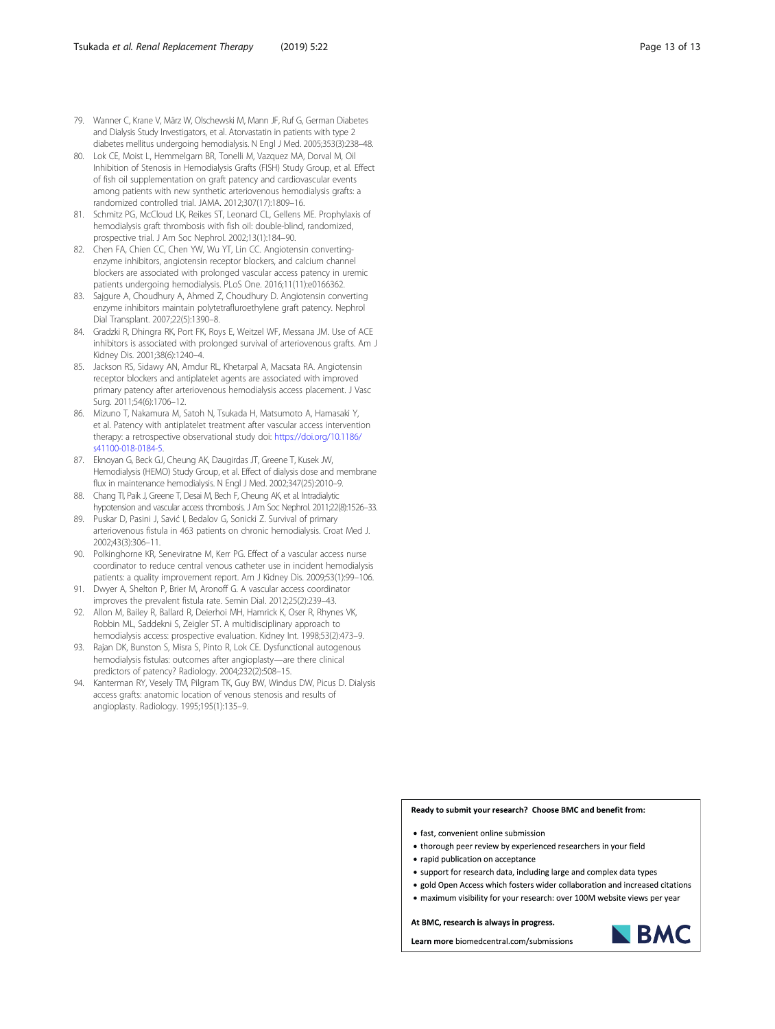79. Wanner C, Krane V, März W, Olschewski M, Mann JF, Ruf G, German Diabetes and Dialysis Study Investigators, et al. Atorvastatin in patients with type 2 diabetes mellitus undergoing hemodialysis. N Engl J Med. 2005;353(3):238–48.
80. Lok CE, Moist L, Hemmelgarn BR, Tonelli M, Vazquez MA, Dorval M, Oil Inhibition of Stenosis in Hemodialysis Grafts (FISH) Study Group, et al. Effect of fish oil supplementation on graft patency and cardiovascular events among patients with new synthetic arteriovenous hemodialysis grafts: a randomized controlled trial. JAMA. 2012;307(17):1809–16.
81. Schmitz PG, McCloud LK, Reikes ST, Leonard CL, Gellens ME. Prophylaxis of hemodialysis graft thrombosis with fish oil: double-blind, randomized, prospective trial. J Am Soc Nephrol. 2002;13(1):184–90.
82. Chen FA, Chien CC, Chen YW, Wu YT, Lin CC. Angiotensin converting-enzyme inhibitors, angiotensin receptor blockers, and calcium channel blockers are associated with prolonged vascular access patency in uremic patients undergoing hemodialysis. PLoS One. 2016;11(11):e0166362.
83. Sajgure A, Choudhury A, Ahmed Z, Choudhury D. Angiotensin converting enzyme inhibitors maintain polytetrafluroethylene graft patency. Nephrol Dial Transplant. 2007;22(5):1390–8.
84. Gradzki R, Dhingra RK, Port FK, Roys E, Weitzel WF, Messana JM. Use of ACE inhibitors is associated with prolonged survival of arteriovenous grafts. Am J Kidney Dis. 2001;38(6):1240–4.
85. Jackson RS, Sidawy AN, Amdur RL, Khetarpal A, Macsata RA. Angiotensin receptor blockers and antiplatelet agents are associated with improved primary patency after arteriovenous hemodialysis access placement. J Vasc Surg. 2011;54(6):1706–12.
86. Mizuno T, Nakamura M, Satoh N, Tsukada H, Matsumoto A, Hamasaki Y, et al. Patency with antiplatelet treatment after vascular access intervention therapy: a retrospective observational study doi: https://doi.org/10.1186/s41100-018-0184-5.
87. Eknoyan G, Beck GJ, Cheung AK, Daugirdas JT, Greene T, Kusek JW, Hemodialysis (HEMO) Study Group, et al. Effect of dialysis dose and membrane flux in maintenance hemodialysis. N Engl J Med. 2002;347(25):2010–9.
88. Chang TI, Paik J, Greene T, Desai M, Bech F, Cheung AK, et al. Intradialytic hypotension and vascular access thrombosis. J Am Soc Nephrol. 2011;22(8):1526–33.
89. Puskar D, Pasini J, Savić I, Bedalov G, Sonicki Z. Survival of primary arteriovenous fistula in 463 patients on chronic hemodialysis. Croat Med J. 2002;43(3):306–11.
90. Polkinghorne KR, Seneviratne M, Kerr PG. Effect of a vascular access nurse coordinator to reduce central venous catheter use in incident hemodialysis patients: a quality improvement report. Am J Kidney Dis. 2009;53(1):99–106.
91. Dwyer A, Shelton P, Brier M, Aronoff G. A vascular access coordinator improves the prevalent fistula rate. Semin Dial. 2012;25(2):239–43.
92. Allon M, Bailey R, Ballard R, Deierhoi MH, Hamrick K, Oser R, Rhynes VK, Robbin ML, Saddekni S, Zeigler ST. A multidisciplinary approach to hemodialysis access: prospective evaluation. Kidney Int. 1998;53(2):473–9.
93. Rajan DK, Bunston S, Misra S, Pinto R, Lok CE. Dysfunctional autogenous hemodialysis fistulas: outcomes after angioplasty—are there clinical predictors of patency? Radiology. 2004;232(2):508–15.
94. Kanterman RY, Vesely TM, Pilgram TK, Guy BW, Windus DW, Picus D. Dialysis access grafts: anatomic location of venous stenosis and results of angioplasty. Radiology. 1995;195(1):135–9.

**Ready to submit your research? Choose BMC and benefit from:**

- fast, convenient online submission
- thorough peer review by experienced researchers in your field
- rapid publication on acceptance
- support for research data, including large and complex data types
- gold Open Access which fosters wider collaboration and increased citations
- maximum visibility for your research: over 100M website views per year

**At BMC, research is always in progress.**

**Learn more** biomedcentral.com/submissions

BMC